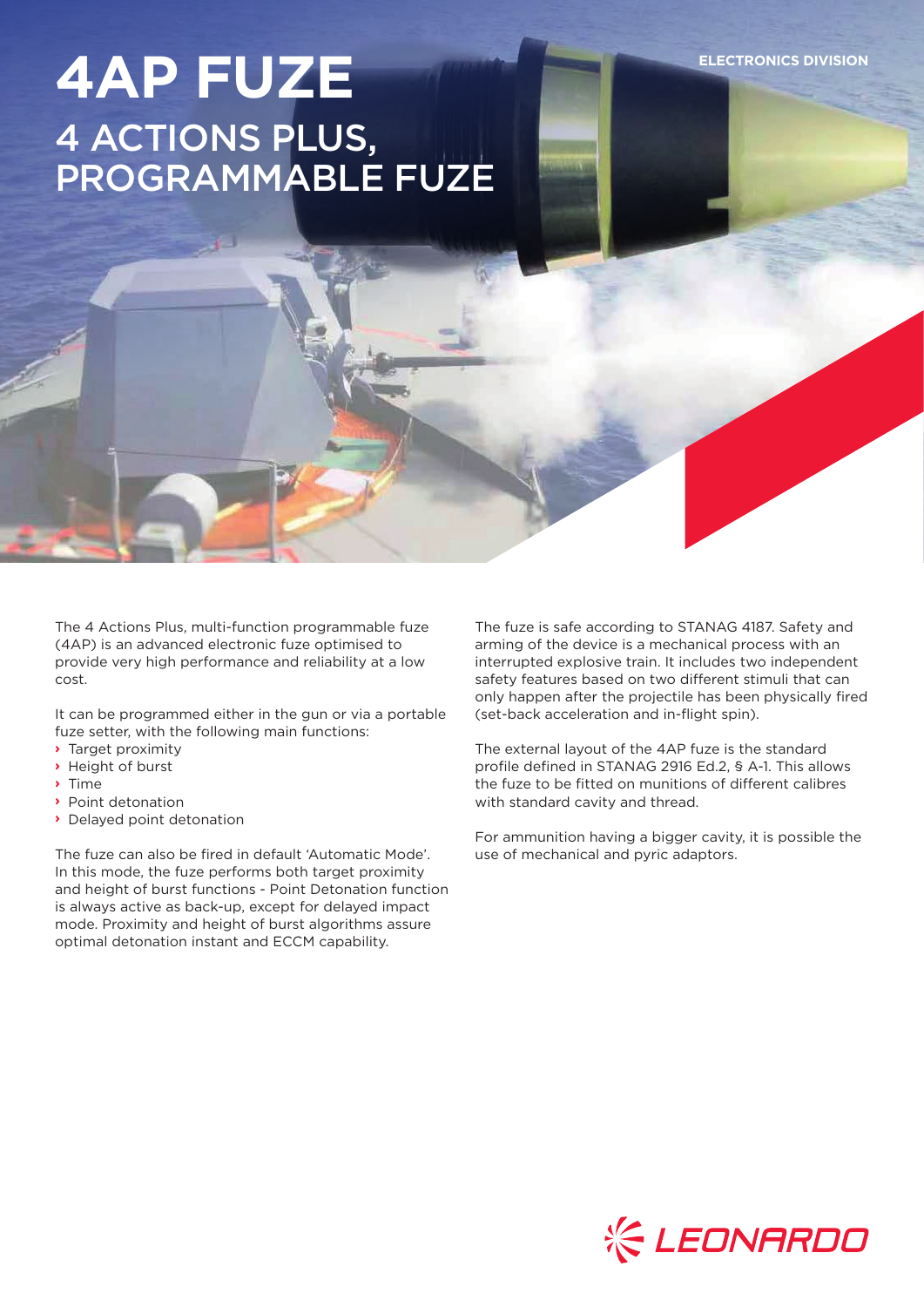ELECTRONICS DIVISION

# 4AP FUZE

## 4 ACTIONS PLUS, PROGRAMMABLE FUZE

The 4 Actions Plus, multi-function programmable fuze (4AP) is an advanced electronic fuze optimised to provide very high performance and reliability at a low cost.

It can be programmed either in the gun or via a portable fuze setter, with the following main functions:

- Target proximity
- Height of burst
- Time
- Point detonation
- Delayed point detonation

The fuze can also be fired in default 'Automatic Mode'. In this mode, the fuze performs both target proximity and height of burst functions - Point Detonation function is always active as back-up, except for delayed impact mode. Proximity and height of burst algorithms assure optimal detonation instant and ECCM capability.

The fuze is safe according to STANAG 4187. Safety and arming of the device is a mechanical process with an interrupted explosive train. It includes two independent safety features based on two different stimuli that can only happen after the projectile has been physically fired (set-back acceleration and in-flight spin).

The external layout of the 4AP fuze is the standard profile defined in STANAG 2916 Ed.2, § A-1. This allows the fuze to be fitted on munitions of different calibres with standard cavity and thread.

For ammunition having a bigger cavity, it is possible the use of mechanical and pyric adaptors.

LEONARDO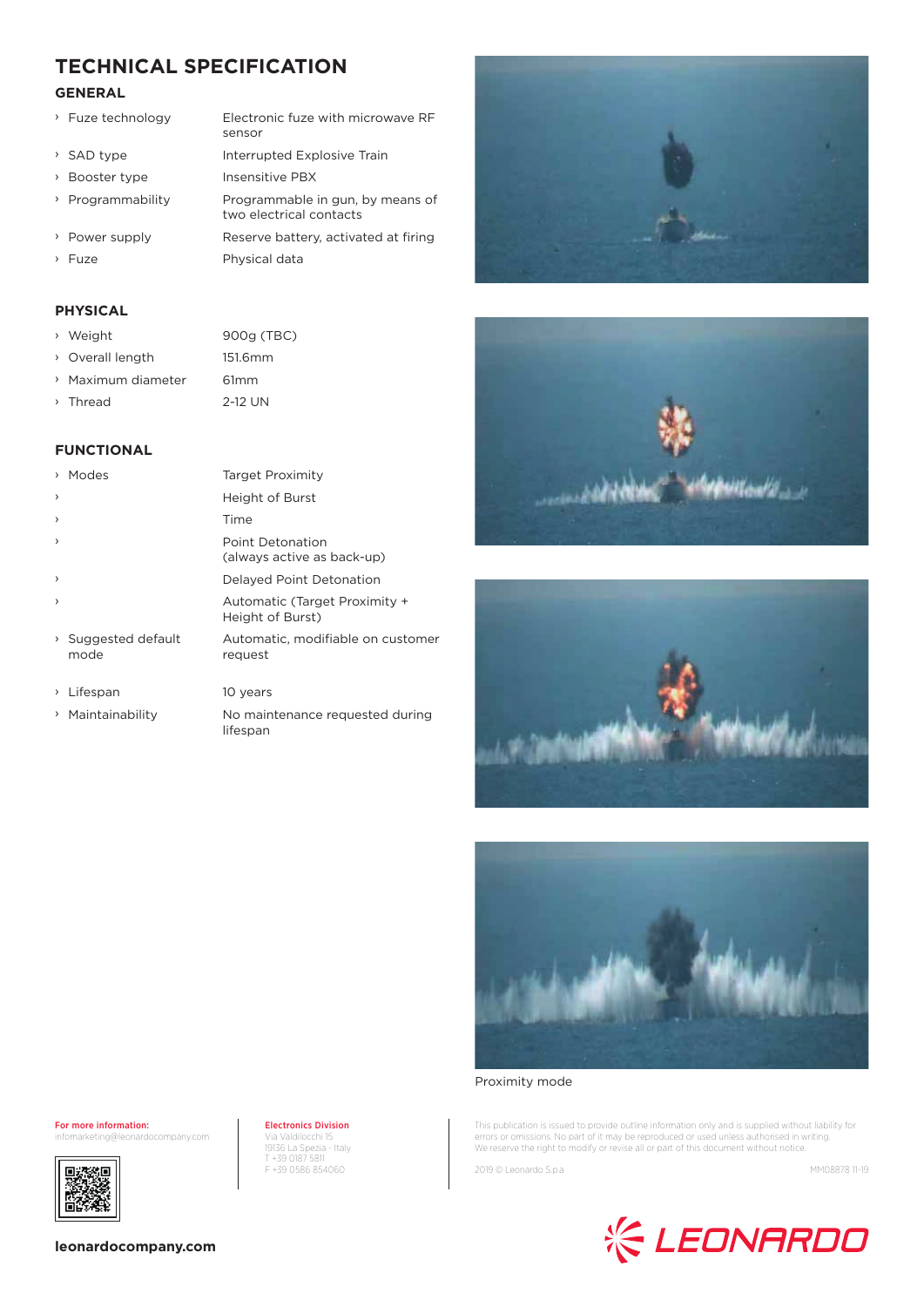# TECHNICAL SPECIFICATION

## GENERAL

| | |
|---|---|
| Fuze technology | Electronic fuze with microwave RF sensor |
| SAD type | Interrupted Explosive Train |
| Booster type | Insensitive PBX |
| Programmability | Programmable in gun, by means of two electrical contacts |
| Power supply | Reserve battery, activated at firing |
| Fuze | Physical data |

## PHYSICAL

| | |
|---|---|
| Weight | 900g (TBC) |
| Overall length | 151.6mm |
| Maximum diameter | 61mm |
| Thread | 2-12 UN |

## FUNCTIONAL

| | |
|---|---|
| Modes | Target Proximity |
| | Height of Burst |
| | Time |
| | Point Detonation (always active as back-up) |
| | Delayed Point Detonation |
| | Automatic (Target Proximity + Height of Burst) |
| Suggested default mode | Automatic, modifiable on customer request |
| Lifespan | 10 years |
| Maintainability | No maintenance requested during lifespan |

Proximity mode

**For more information:**
infomarketing@leonardocompany.com

**Electronics Division**
Via Valdilocchi 15
19136 La Spezia - Italy
T +39 0187 5811
F +39 0586 854060

This publication is issued to provide outline information only and is supplied without liability for errors or omissions. No part of it may be reproduced or used unless authorised in writing. We reserve the right to modify or revise all or part of this document without notice.

2019 © Leonardo S.p.a

MM08878 11-19

**leonardocompany.com**

LEONARDO